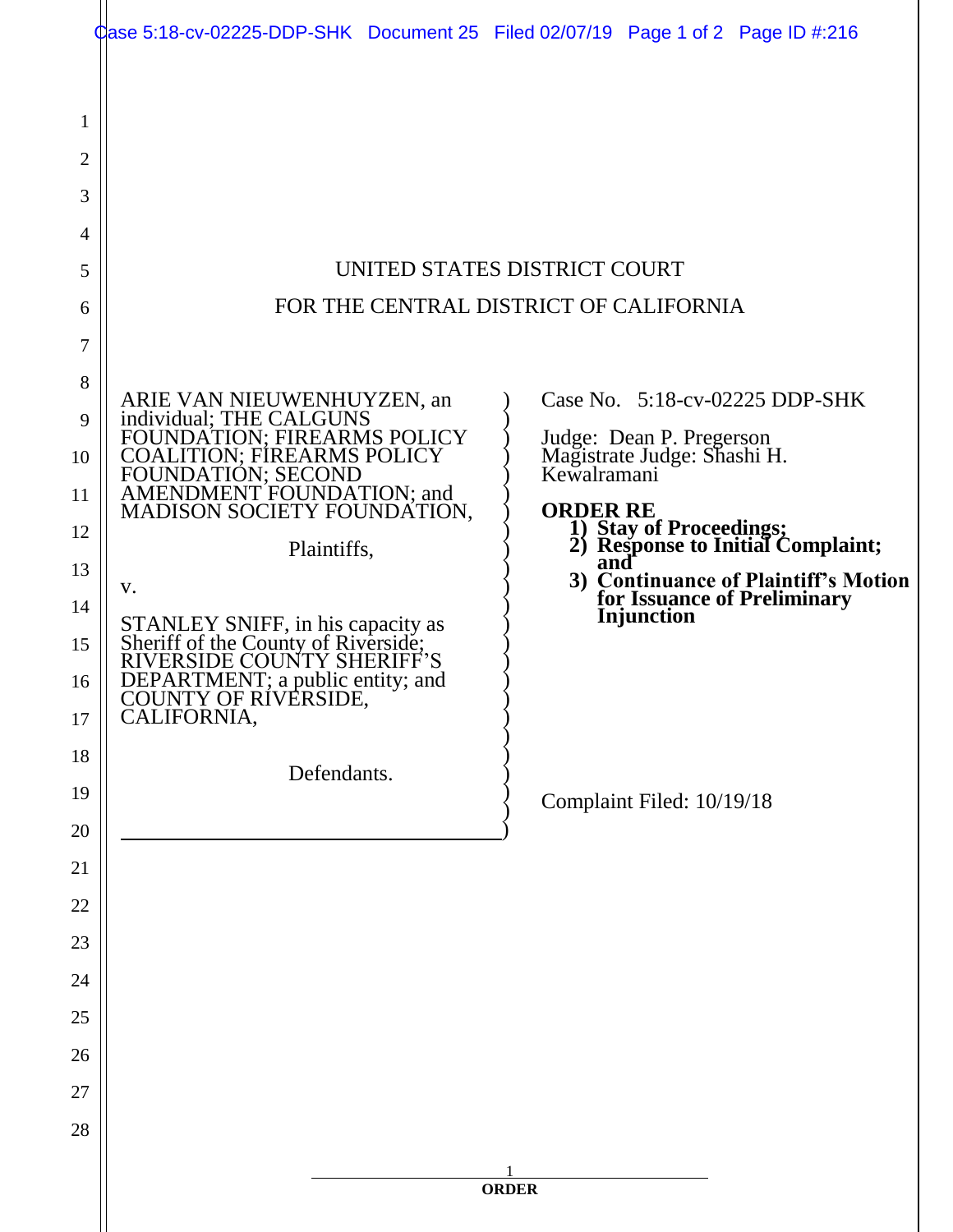UNITED STATES DISTRICT COURT

FOR THE CENTRAL DISTRICT OF CALIFORNIA

ARIE VAN NIEUWENHUYZEN, an individual; THE CALGUNS FOUNDATION; FIREARMS POLICY COALITION; FIREARMS POLICY FOUNDATION; SECOND AMENDMENT FOUNDATION; and MADISON SOCIETY FOUNDATION,

Plaintiffs,

v.

STANLEY SNIFF, in his capacity as Sheriff of the County of Riverside; RIVERSIDE COUNTY SHERIFF'S DEPARTMENT; a public entity; and COUNTY OF RIVERSIDE, CALIFORNIA,

Defendants.

Case No. 5:18-cv-02225 DDP-SHK

Judge: Dean P. Pregerson
Magistrate Judge: Shashi H. Kewalramani

**ORDER RE**

1) **Stay of Proceedings;**
2) **Response to Initial Complaint; and**
3) **Continuance of Plaintiff's Motion for Issuance of Preliminary Injunction**

Complaint Filed: 10/19/18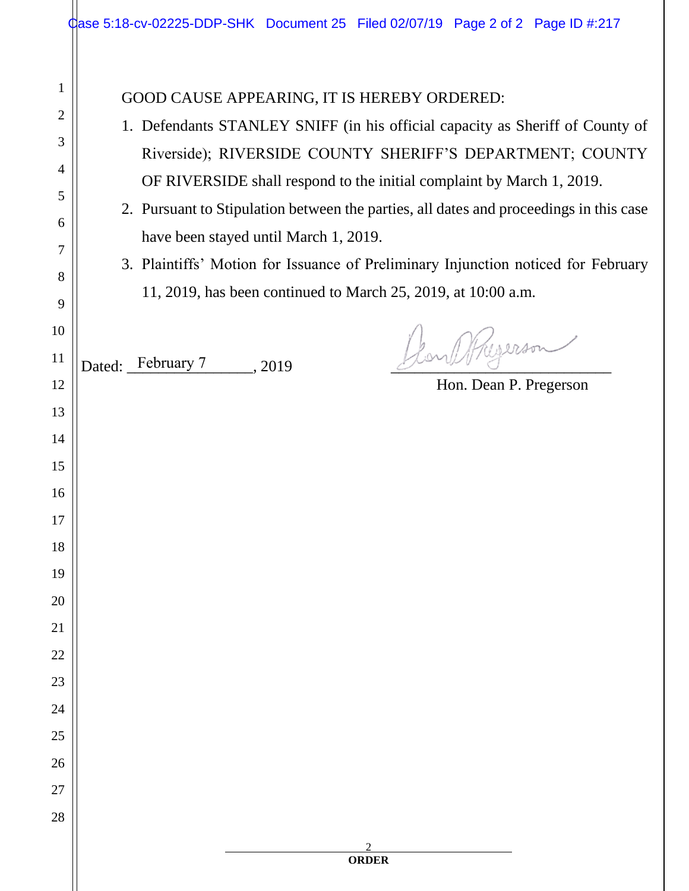GOOD CAUSE APPEARING, IT IS HEREBY ORDERED:

1. Defendants STANLEY SNIFF (in his official capacity as Sheriff of County of Riverside); RIVERSIDE COUNTY SHERIFF'S DEPARTMENT; COUNTY OF RIVERSIDE shall respond to the initial complaint by March 1, 2019.
2. Pursuant to Stipulation between the parties, all dates and proceedings in this case have been stayed until March 1, 2019.
3. Plaintiffs' Motion for Issuance of Preliminary Injunction noticed for February 11, 2019, has been continued to March 25, 2019, at 10:00 a.m.

Dated: February 7, 2019

Hon. Dean P. Pregerson

**ORDER**